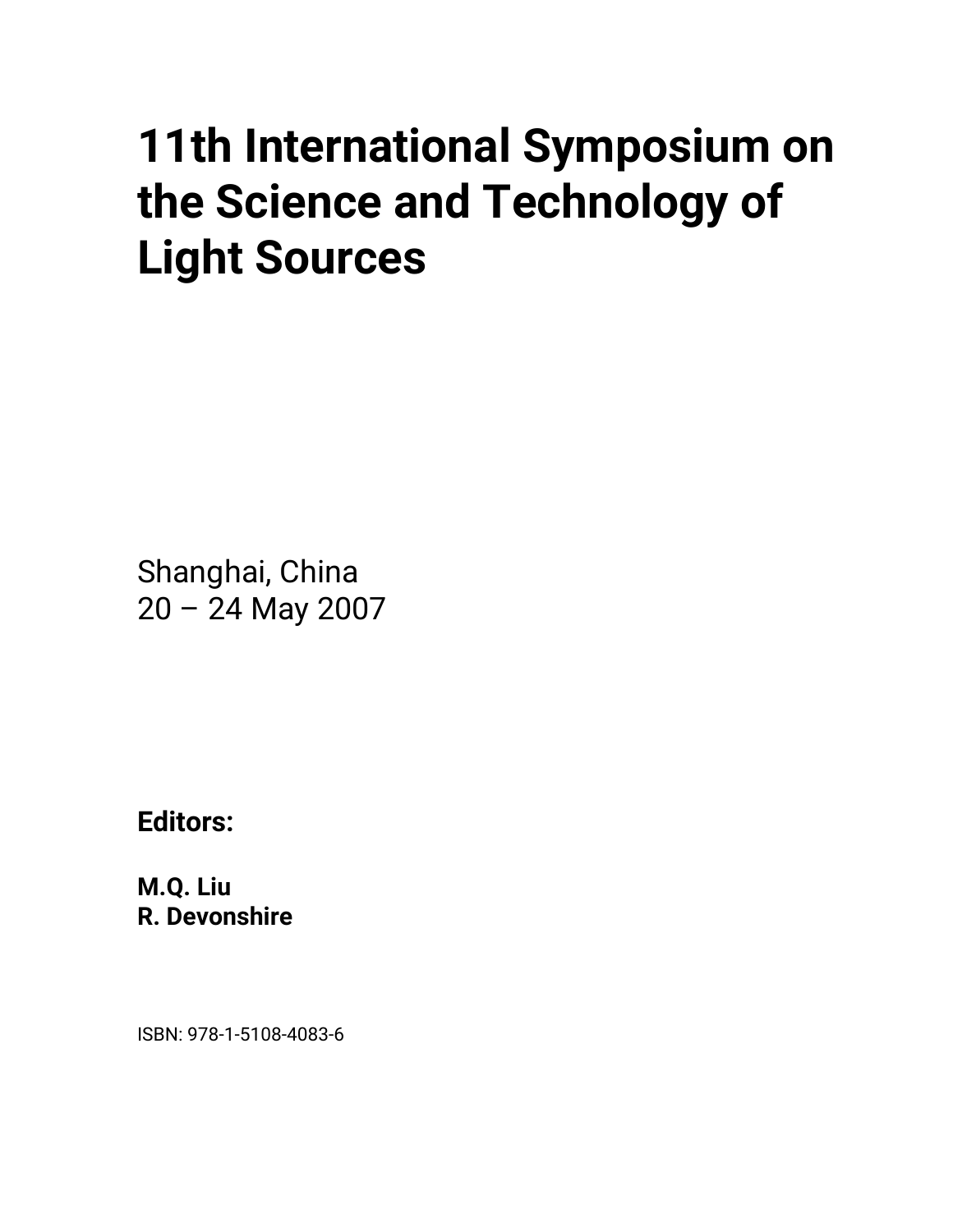# 11th International Symposium on the Science and Technology of Light Sources

Shanghai, China
20 – 24 May 2007

**Editors:**

**M.Q. Liu**
**R. Devonshire**

ISBN: 978-1-5108-4083-6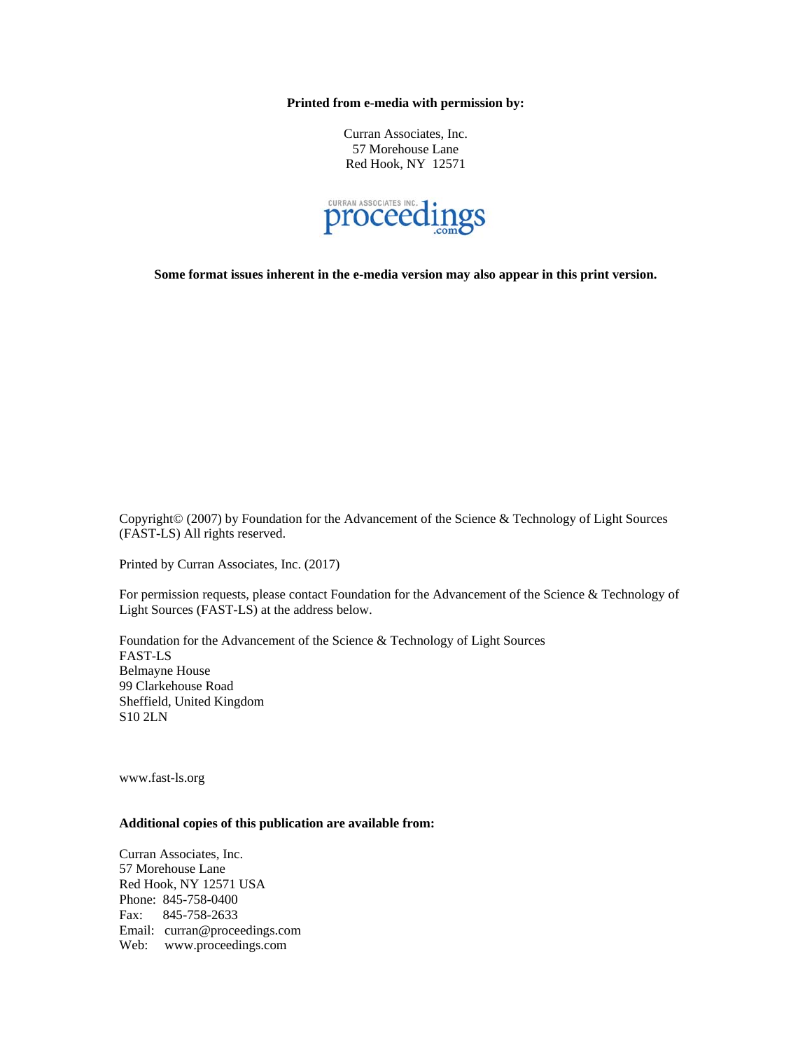**Printed from e-media with permission by:**

Curran Associates, Inc.
57 Morehouse Lane
Red Hook, NY 12571

CURRAN ASSOCIATES INC. proceedings.com

**Some format issues inherent in the e-media version may also appear in this print version.**

Copyright© (2007) by Foundation for the Advancement of the Science & Technology of Light Sources (FAST-LS) All rights reserved.

Printed by Curran Associates, Inc. (2017)

For permission requests, please contact Foundation for the Advancement of the Science & Technology of Light Sources (FAST-LS) at the address below.

Foundation for the Advancement of the Science & Technology of Light Sources
FAST-LS
Belmayne House
99 Clarkehouse Road
Sheffield, United Kingdom
S10 2LN

www.fast-ls.org

**Additional copies of this publication are available from:**

Curran Associates, Inc.
57 Morehouse Lane
Red Hook, NY 12571 USA
Phone: 845-758-0400
Fax: 845-758-2633
Email: curran@proceedings.com
Web: www.proceedings.com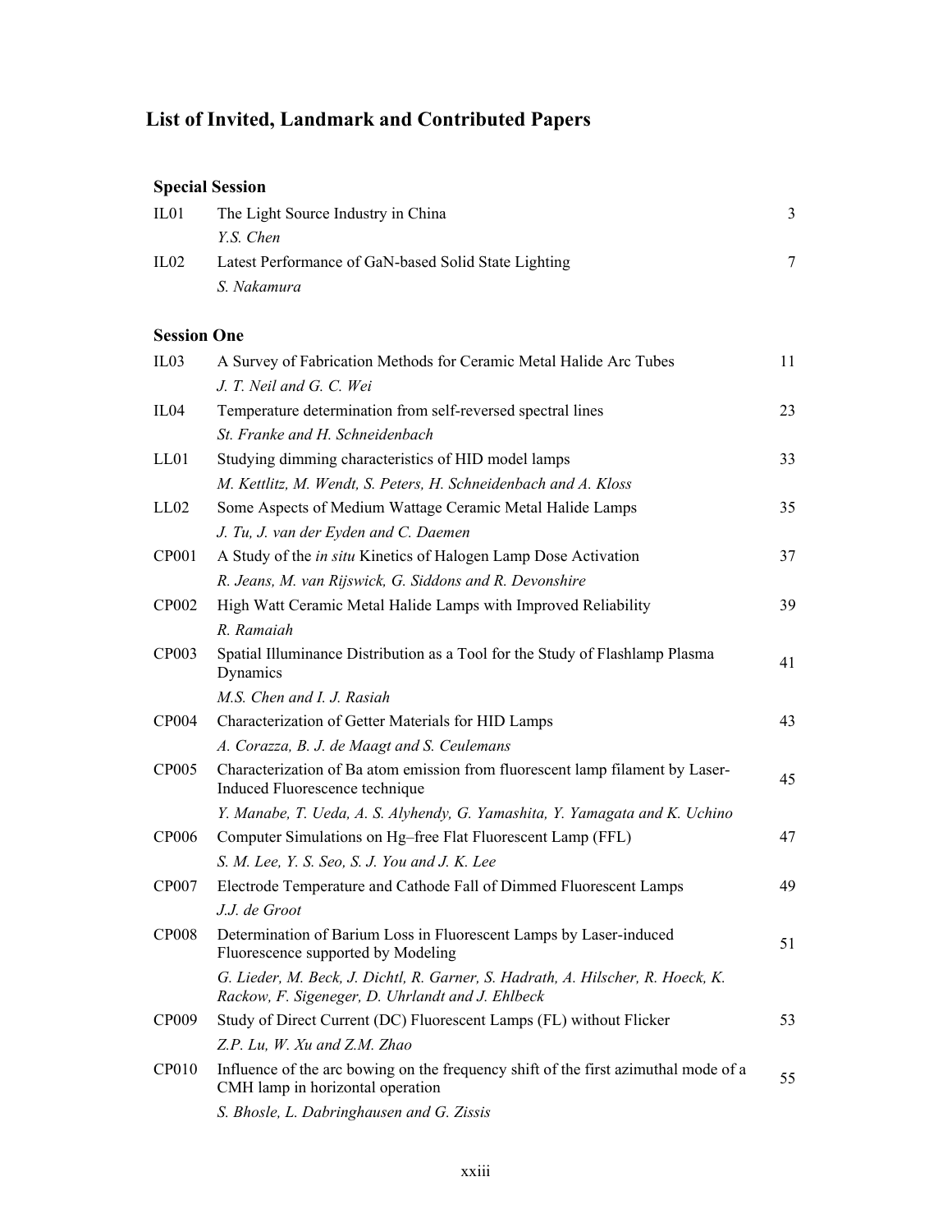# List of Invited, Landmark and Contributed Papers

## Special Session

| | | |
|---|---|---|
| IL01 | The Light Source Industry in China<br>*Y.S. Chen* | 3 |
| IL02 | Latest Performance of GaN-based Solid State Lighting<br>*S. Nakamura* | 7 |

## Session One

| | | |
|---|---|---|
| IL03 | A Survey of Fabrication Methods for Ceramic Metal Halide Arc Tubes<br>*J. T. Neil and G. C. Wei* | 11 |
| IL04 | Temperature determination from self-reversed spectral lines<br>*St. Franke and H. Schneidenbach* | 23 |
| LL01 | Studying dimming characteristics of HID model lamps<br>*M. Kettlitz, M. Wendt, S. Peters, H. Schneidenbach and A. Kloss* | 33 |
| LL02 | Some Aspects of Medium Wattage Ceramic Metal Halide Lamps<br>*J. Tu, J. van der Eyden and C. Daemen* | 35 |
| CP001 | A Study of the *in situ* Kinetics of Halogen Lamp Dose Activation<br>*R. Jeans, M. van Rijswick, G. Siddons and R. Devonshire* | 37 |
| CP002 | High Watt Ceramic Metal Halide Lamps with Improved Reliability<br>*R. Ramaiah* | 39 |
| CP003 | Spatial Illuminance Distribution as a Tool for the Study of Flashlamp Plasma Dynamics<br>*M.S. Chen and I. J. Rasiah* | 41 |
| CP004 | Characterization of Getter Materials for HID Lamps<br>*A. Corazza, B. J. de Maagt and S. Ceulemans* | 43 |
| CP005 | Characterization of Ba atom emission from fluorescent lamp filament by Laser-Induced Fluorescence technique<br>*Y. Manabe, T. Ueda, A. S. Alyhendy, G. Yamashita, Y. Yamagata and K. Uchino* | 45 |
| CP006 | Computer Simulations on Hg–free Flat Fluorescent Lamp (FFL)<br>*S. M. Lee, Y. S. Seo, S. J. You and J. K. Lee* | 47 |
| CP007 | Electrode Temperature and Cathode Fall of Dimmed Fluorescent Lamps<br>*J.J. de Groot* | 49 |
| CP008 | Determination of Barium Loss in Fluorescent Lamps by Laser-induced Fluorescence supported by Modeling<br>*G. Lieder, M. Beck, J. Dichtl, R. Garner, S. Hadrath, A. Hilscher, R. Hoeck, K. Rackow, F. Sigeneger, D. Uhrlandt and J. Ehlbeck* | 51 |
| CP009 | Study of Direct Current (DC) Fluorescent Lamps (FL) without Flicker<br>*Z.P. Lu, W. Xu and Z.M. Zhao* | 53 |
| CP010 | Influence of the arc bowing on the frequency shift of the first azimuthal mode of a CMH lamp in horizontal operation<br>*S. Bhosle, L. Dabringhausen and G. Zissis* | 55 |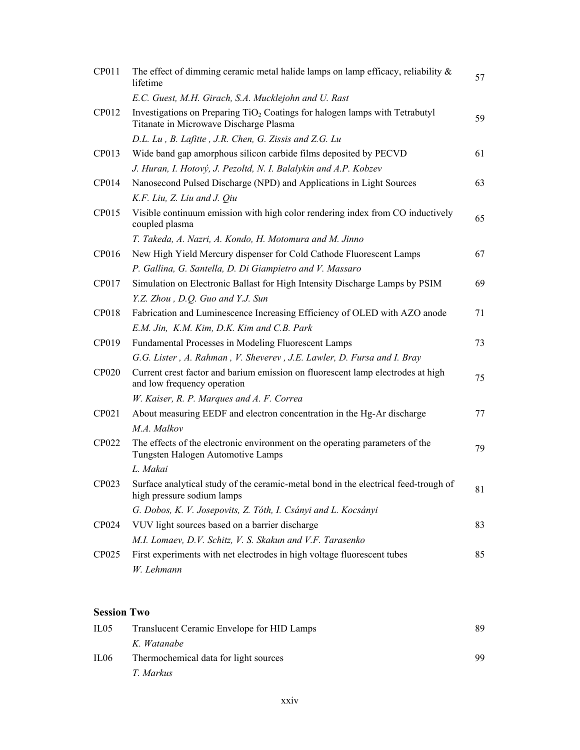| | | |
|---|---|---|
| CP011 | The effect of dimming ceramic metal halide lamps on lamp efficacy, reliability & lifetime | 57 |
| | *E.C. Guest, M.H. Girach, S.A. Mucklejohn and U. Rast* | |
| CP012 | Investigations on Preparing $TiO_2$ Coatings for halogen lamps with Tetrabutyl Titanate in Microwave Discharge Plasma | 59 |
| | *D.L. Lu , B. Lafitte , J.R. Chen, G. Zissis and Z.G. Lu* | |
| CP013 | Wide band gap amorphous silicon carbide films deposited by PECVD | 61 |
| | *J. Huran, I. Hotový, J. Pezoltd, N. I. Balalykin and A.P. Kobzev* | |
| CP014 | Nanosecond Pulsed Discharge (NPD) and Applications in Light Sources | 63 |
| | *K.F. Liu, Z. Liu and J. Qiu* | |
| CP015 | Visible continuum emission with high color rendering index from CO inductively coupled plasma | 65 |
| | *T. Takeda, A. Nazri, A. Kondo, H. Motomura and M. Jinno* | |
| CP016 | New High Yield Mercury dispenser for Cold Cathode Fluorescent Lamps | 67 |
| | *P. Gallina, G. Santella, D. Di Giampietro and V. Massaro* | |
| CP017 | Simulation on Electronic Ballast for High Intensity Discharge Lamps by PSIM | 69 |
| | *Y.Z. Zhou , D.Q. Guo and Y.J. Sun* | |
| CP018 | Fabrication and Luminescence Increasing Efficiency of OLED with AZO anode | 71 |
| | *E.M. Jin, K.M. Kim, D.K. Kim and C.B. Park* | |
| CP019 | Fundamental Processes in Modeling Fluorescent Lamps | 73 |
| | *G.G. Lister , A. Rahman , V. Sheverev , J.E. Lawler, D. Fursa and I. Bray* | |
| CP020 | Current crest factor and barium emission on fluorescent lamp electrodes at high and low frequency operation | 75 |
| | *W. Kaiser, R. P. Marques and A. F. Correa* | |
| CP021 | About measuring EEDF and electron concentration in the Hg-Ar discharge | 77 |
| | *M.A. Malkov* | |
| CP022 | The effects of the electronic environment on the operating parameters of the Tungsten Halogen Automotive Lamps | 79 |
| | *L. Makai* | |
| CP023 | Surface analytical study of the ceramic-metal bond in the electrical feed-trough of high pressure sodium lamps | 81 |
| | *G. Dobos, K. V. Josepovits, Z. Tóth, I. Csányi and L. Kocsányi* | |
| CP024 | VUV light sources based on a barrier discharge | 83 |
| | *M.I. Lomaev, D.V. Schitz, V. S. Skakun and V.F. Tarasenko* | |
| CP025 | First experiments with net electrodes in high voltage fluorescent tubes | 85 |
| | *W. Lehmann* | |

## Session Two

| | | |
|---|---|---|
| IL05 | Translucent Ceramic Envelope for HID Lamps | 89 |
| | *K. Watanabe* | |
| IL06 | Thermochemical data for light sources | 99 |
| | *T. Markus* | |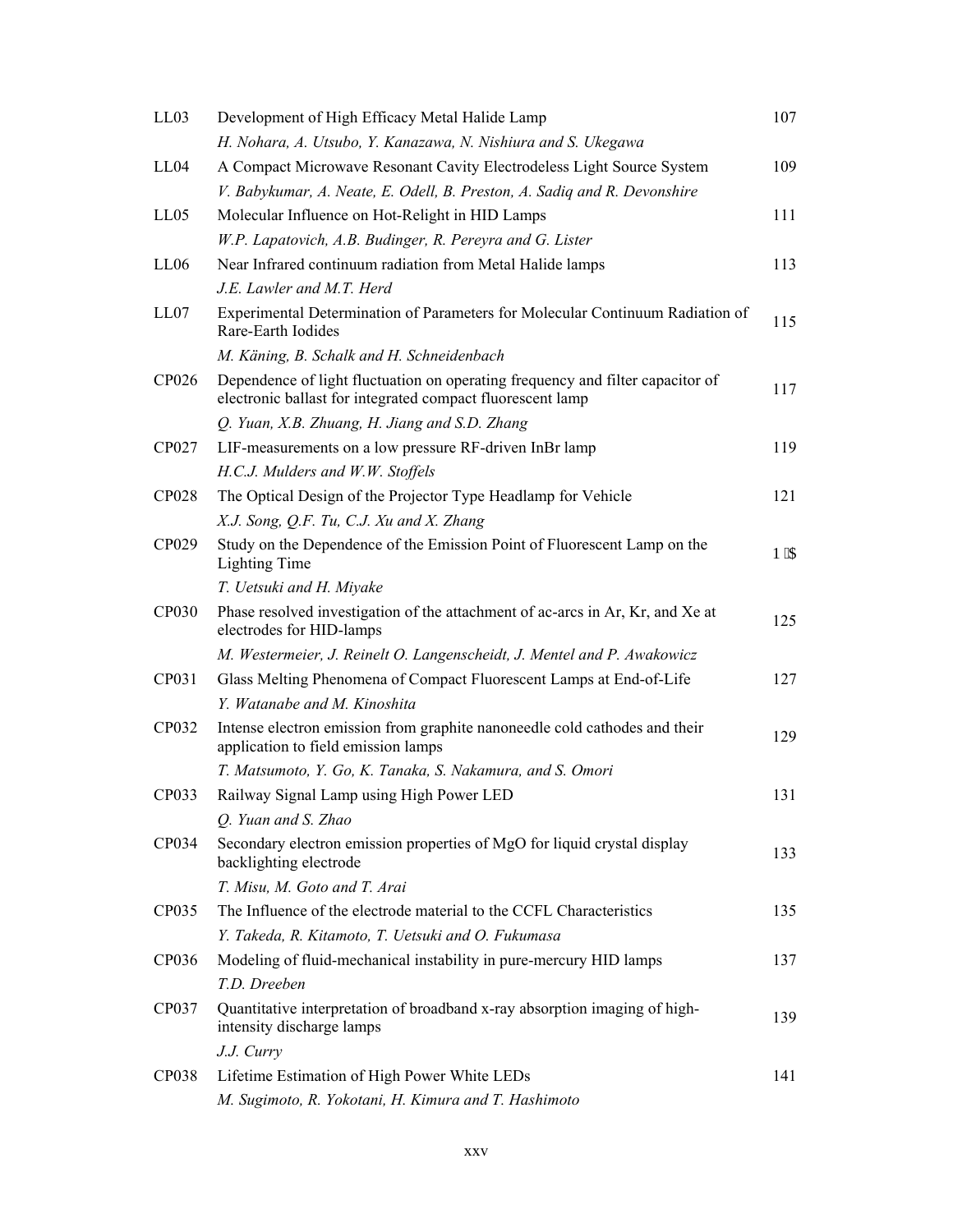| | | |
|---|---|---|
| LL03 | Development of High Efficacy Metal Halide Lamp | 107 |
| | *H. Nohara, A. Utsubo, Y. Kanazawa, N. Nishiura and S. Ukegawa* | |
| LL04 | A Compact Microwave Resonant Cavity Electrodeless Light Source System | 109 |
| | *V. Babykumar, A. Neate, E. Odell, B. Preston, A. Sadiq and R. Devonshire* | |
| LL05 | Molecular Influence on Hot-Relight in HID Lamps | 111 |
| | *W.P. Lapatovich, A.B. Budinger, R. Pereyra and G. Lister* | |
| LL06 | Near Infrared continuum radiation from Metal Halide lamps | 113 |
| | *J.E. Lawler and M.T. Herd* | |
| LL07 | Experimental Determination of Parameters for Molecular Continuum Radiation of Rare-Earth Iodides | 115 |
| | *M. Käning, B. Schalk and H. Schneidenbach* | |
| CP026 | Dependence of light fluctuation on operating frequency and filter capacitor of electronic ballast for integrated compact fluorescent lamp | 117 |
| | *Q. Yuan, X.B. Zhuang, H. Jiang and S.D. Zhang* | |
| CP027 | LIF-measurements on a low pressure RF-driven InBr lamp | 119 |
| | *H.C.J. Mulders and W.W. Stoffels* | |
| CP028 | The Optical Design of the Projector Type Headlamp for Vehicle | 121 |
| | *X.J. Song, Q.F. Tu, C.J. Xu and X. Zhang* | |
| CP029 | Study on the Dependence of the Emission Point of Fluorescent Lamp on the Lighting Time | 1 $ |
| | *T. Uetsuki and H. Miyake* | |
| CP030 | Phase resolved investigation of the attachment of ac-arcs in Ar, Kr, and Xe at electrodes for HID-lamps | 125 |
| | *M. Westermeier, J. Reinelt O. Langenscheidt, J. Mentel and P. Awakowicz* | |
| CP031 | Glass Melting Phenomena of Compact Fluorescent Lamps at End-of-Life | 127 |
| | *Y. Watanabe and M. Kinoshita* | |
| CP032 | Intense electron emission from graphite nanoneedle cold cathodes and their application to field emission lamps | 129 |
| | *T. Matsumoto, Y. Go, K. Tanaka, S. Nakamura, and S. Omori* | |
| CP033 | Railway Signal Lamp using High Power LED | 131 |
| | *Q. Yuan and S. Zhao* | |
| CP034 | Secondary electron emission properties of MgO for liquid crystal display backlighting electrode | 133 |
| | *T. Misu, M. Goto and T. Arai* | |
| CP035 | The Influence of the electrode material to the CCFL Characteristics | 135 |
| | *Y. Takeda, R. Kitamoto, T. Uetsuki and O. Fukumasa* | |
| CP036 | Modeling of fluid-mechanical instability in pure-mercury HID lamps | 137 |
| | *T.D. Dreeben* | |
| CP037 | Quantitative interpretation of broadband x-ray absorption imaging of high-intensity discharge lamps | 139 |
| | *J.J. Curry* | |
| CP038 | Lifetime Estimation of High Power White LEDs | 141 |
| | *M. Sugimoto, R. Yokotani, H. Kimura and T. Hashimoto* | |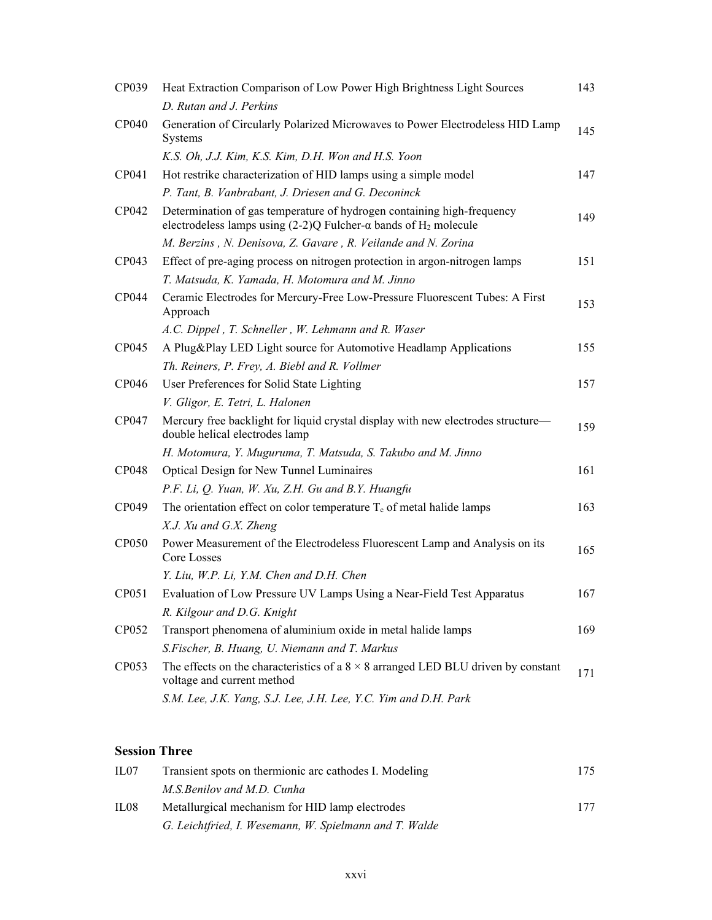| | | |
|---|---|---|
| CP039 | Heat Extraction Comparison of Low Power High Brightness Light Sources | 143 |
| | *D. Rutan and J. Perkins* | |
| CP040 | Generation of Circularly Polarized Microwaves to Power Electrodeless HID Lamp Systems | 145 |
| | *K.S. Oh, J.J. Kim, K.S. Kim, D.H. Won and H.S. Yoon* | |
| CP041 | Hot restrike characterization of HID lamps using a simple model | 147 |
| | *P. Tant, B. Vanbrabant, J. Driesen and G. Deconinck* | |
| CP042 | Determination of gas temperature of hydrogen containing high-frequency electrodeless lamps using (2-2)Q Fulcher-α bands of $H_2$ molecule | 149 |
| | *M. Berzins , N. Denisova, Z. Gavare , R. Veilande and N. Zorina* | |
| CP043 | Effect of pre-aging process on nitrogen protection in argon-nitrogen lamps | 151 |
| | *T. Matsuda, K. Yamada, H. Motomura and M. Jinno* | |
| CP044 | Ceramic Electrodes for Mercury-Free Low-Pressure Fluorescent Tubes: A First Approach | 153 |
| | *A.C. Dippel , T. Schneller , W. Lehmann and R. Waser* | |
| CP045 | A Plug&Play LED Light source for Automotive Headlamp Applications | 155 |
| | *Th. Reiners, P. Frey, A. Biebl and R. Vollmer* | |
| CP046 | User Preferences for Solid State Lighting | 157 |
| | *V. Gligor, E. Tetri, L. Halonen* | |
| CP047 | Mercury free backlight for liquid crystal display with new electrodes structure—double helical electrodes lamp | 159 |
| | *H. Motomura, Y. Muguruma, T. Matsuda, S. Takubo and M. Jinno* | |
| CP048 | Optical Design for New Tunnel Luminaires | 161 |
| | *P.F. Li, Q. Yuan, W. Xu, Z.H. Gu and B.Y. Huangfu* | |
| CP049 | The orientation effect on color temperature $T_c$ of metal halide lamps | 163 |
| | *X.J. Xu and G.X. Zheng* | |
| CP050 | Power Measurement of the Electrodeless Fluorescent Lamp and Analysis on its Core Losses | 165 |
| | *Y. Liu, W.P. Li, Y.M. Chen and D.H. Chen* | |
| CP051 | Evaluation of Low Pressure UV Lamps Using a Near-Field Test Apparatus | 167 |
| | *R. Kilgour and D.G. Knight* | |
| CP052 | Transport phenomena of aluminium oxide in metal halide lamps | 169 |
| | *S.Fischer, B. Huang, U. Niemann and T. Markus* | |
| CP053 | The effects on the characteristics of a $8 \times 8$ arranged LED BLU driven by constant voltage and current method | 171 |
| | *S.M. Lee, J.K. Yang, S.J. Lee, J.H. Lee, Y.C. Yim and D.H. Park* | |

## Session Three

| | | |
|---|---|---|
| IL07 | Transient spots on thermionic arc cathodes I. Modeling | 175 |
| | *M.S.Benilov and M.D. Cunha* | |
| IL08 | Metallurgical mechanism for HID lamp electrodes | 177 |
| | *G. Leichtfried, I. Wesemann, W. Spielmann and T. Walde* | |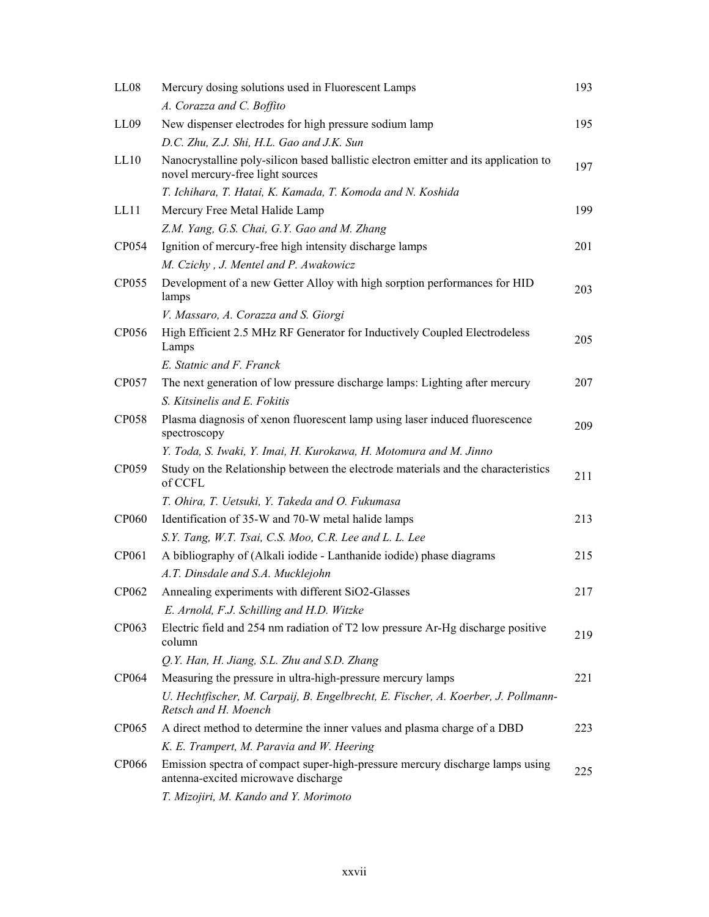| | | |
|---|---|---|
| LL08 | Mercury dosing solutions used in Fluorescent Lamps | 193 |
| | *A. Corazza and C. Boffito* | |
| LL09 | New dispenser electrodes for high pressure sodium lamp | 195 |
| | *D.C. Zhu, Z.J. Shi, H.L. Gao and J.K. Sun* | |
| LL10 | Nanocrystalline poly-silicon based ballistic electron emitter and its application to novel mercury-free light sources | 197 |
| | *T. Ichihara, T. Hatai, K. Kamada, T. Komoda and N. Koshida* | |
| LL11 | Mercury Free Metal Halide Lamp | 199 |
| | *Z.M. Yang, G.S. Chai, G.Y. Gao and M. Zhang* | |
| CP054 | Ignition of mercury-free high intensity discharge lamps | 201 |
| | *M. Czichy , J. Mentel and P. Awakowicz* | |
| CP055 | Development of a new Getter Alloy with high sorption performances for HID lamps | 203 |
| | *V. Massaro, A. Corazza and S. Giorgi* | |
| CP056 | High Efficient 2.5 MHz RF Generator for Inductively Coupled Electrodeless Lamps | 205 |
| | *E. Statnic and F. Franck* | |
| CP057 | The next generation of low pressure discharge lamps: Lighting after mercury | 207 |
| | *S. Kitsinelis and E. Fokitis* | |
| CP058 | Plasma diagnosis of xenon fluorescent lamp using laser induced fluorescence spectroscopy | 209 |
| | *Y. Toda, S. Iwaki, Y. Imai, H. Kurokawa, H. Motomura and M. Jinno* | |
| CP059 | Study on the Relationship between the electrode materials and the characteristics of CCFL | 211 |
| | *T. Ohira, T. Uetsuki, Y. Takeda and O. Fukumasa* | |
| CP060 | Identification of 35-W and 70-W metal halide lamps | 213 |
| | *S.Y. Tang, W.T. Tsai, C.S. Moo, C.R. Lee and L. L. Lee* | |
| CP061 | A bibliography of (Alkali iodide - Lanthanide iodide) phase diagrams | 215 |
| | *A.T. Dinsdale and S.A. Mucklejohn* | |
| CP062 | Annealing experiments with different SiO2-Glasses | 217 |
| | *E. Arnold, F.J. Schilling and H.D. Witzke* | |
| CP063 | Electric field and 254 nm radiation of T2 low pressure Ar-Hg discharge positive column | 219 |
| | *Q.Y. Han, H. Jiang, S.L. Zhu and S.D. Zhang* | |
| CP064 | Measuring the pressure in ultra-high-pressure mercury lamps | 221 |
| | *U. Hechtfischer, M. Carpaij, B. Engelbrecht, E. Fischer, A. Koerber, J. Pollmann-Retsch and H. Moench* | |
| CP065 | A direct method to determine the inner values and plasma charge of a DBD | 223 |
| | *K. E. Trampert, M. Paravia and W. Heering* | |
| CP066 | Emission spectra of compact super-high-pressure mercury discharge lamps using antenna-excited microwave discharge | 225 |
| | *T. Mizojiri, M. Kando and Y. Morimoto* | |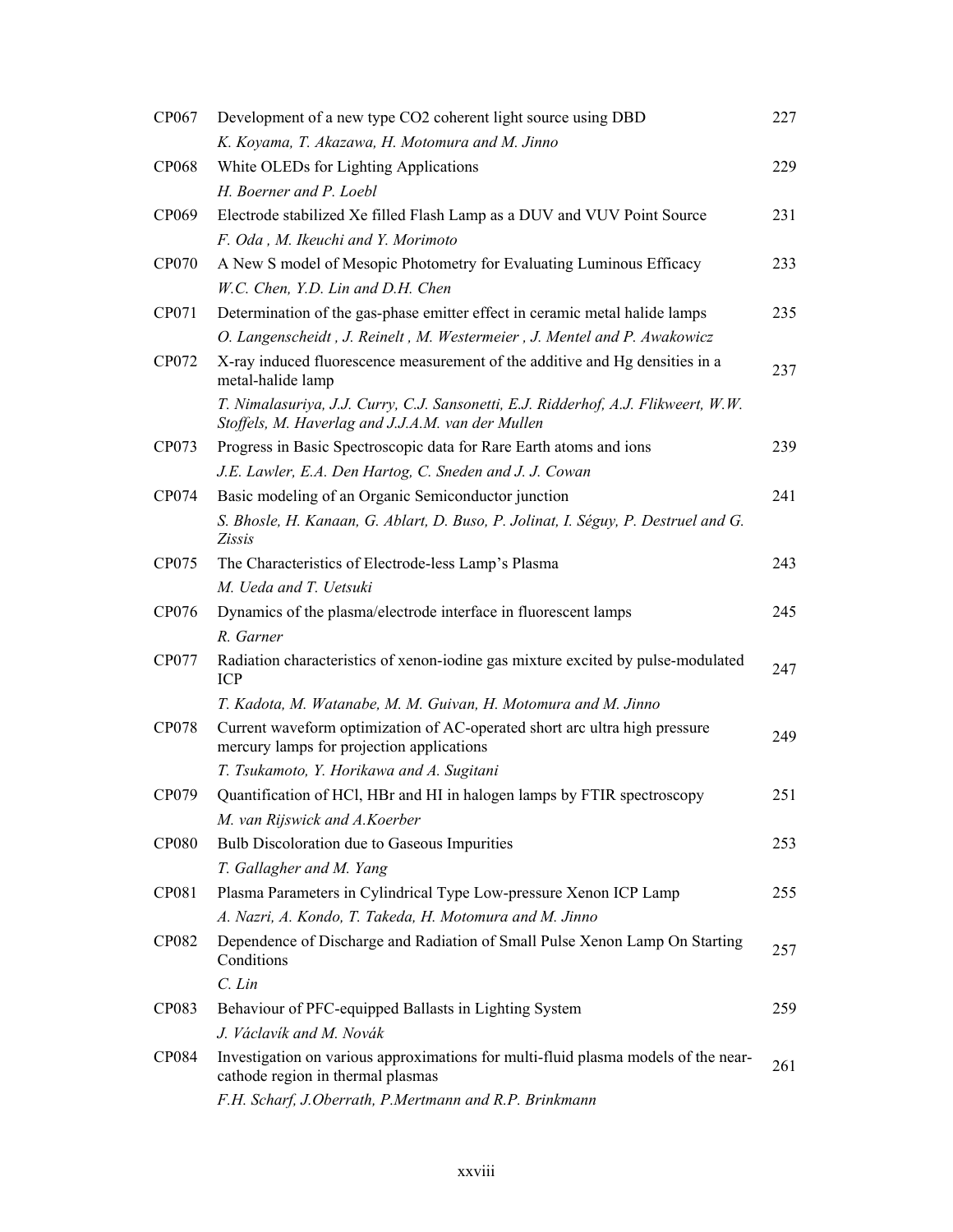| | | |
|---|---|---|
| CP067 | Development of a new type CO2 coherent light source using DBD<br>*K. Koyama, T. Akazawa, H. Motomura and M. Jinno* | 227 |
| CP068 | White OLEDs for Lighting Applications<br>*H. Boerner and P. Loebl* | 229 |
| CP069 | Electrode stabilized Xe filled Flash Lamp as a DUV and VUV Point Source<br>*F. Oda , M. Ikeuchi and Y. Morimoto* | 231 |
| CP070 | A New S model of Mesopic Photometry for Evaluating Luminous Efficacy<br>*W.C. Chen, Y.D. Lin and D.H. Chen* | 233 |
| CP071 | Determination of the gas-phase emitter effect in ceramic metal halide lamps<br>*O. Langenscheidt , J. Reinelt , M. Westermeier , J. Mentel and P. Awakowicz* | 235 |
| CP072 | X-ray induced fluorescence measurement of the additive and Hg densities in a metal-halide lamp<br>*T. Nimalasuriya, J.J. Curry, C.J. Sansonetti, E.J. Ridderhof, A.J. Flikweert, W.W. Stoffels, M. Haverlag and J.J.A.M. van der Mullen* | 237 |
| CP073 | Progress in Basic Spectroscopic data for Rare Earth atoms and ions<br>*J.E. Lawler, E.A. Den Hartog, C. Sneden and J. J. Cowan* | 239 |
| CP074 | Basic modeling of an Organic Semiconductor junction<br>*S. Bhosle, H. Kanaan, G. Ablart, D. Buso, P. Jolinat, I. Séguy, P. Destruel and G. Zissis* | 241 |
| CP075 | The Characteristics of Electrode-less Lamp's Plasma<br>*M. Ueda and T. Uetsuki* | 243 |
| CP076 | Dynamics of the plasma/electrode interface in fluorescent lamps<br>*R. Garner* | 245 |
| CP077 | Radiation characteristics of xenon-iodine gas mixture excited by pulse-modulated ICP<br>*T. Kadota, M. Watanabe, M. M. Guivan, H. Motomura and M. Jinno* | 247 |
| CP078 | Current waveform optimization of AC-operated short arc ultra high pressure mercury lamps for projection applications<br>*T. Tsukamoto, Y. Horikawa and A. Sugitani* | 249 |
| CP079 | Quantification of HCl, HBr and HI in halogen lamps by FTIR spectroscopy<br>*M. van Rijswick and A.Koerber* | 251 |
| CP080 | Bulb Discoloration due to Gaseous Impurities<br>*T. Gallagher and M. Yang* | 253 |
| CP081 | Plasma Parameters in Cylindrical Type Low-pressure Xenon ICP Lamp<br>*A. Nazri, A. Kondo, T. Takeda, H. Motomura and M. Jinno* | 255 |
| CP082 | Dependence of Discharge and Radiation of Small Pulse Xenon Lamp On Starting Conditions<br>*C. Lin* | 257 |
| CP083 | Behaviour of PFC-equipped Ballasts in Lighting System<br>*J. Václavík and M. Novák* | 259 |
| CP084 | Investigation on various approximations for multi-fluid plasma models of the near-cathode region in thermal plasmas<br>*F.H. Scharf, J.Oberrath, P.Mertmann and R.P. Brinkmann* | 261 |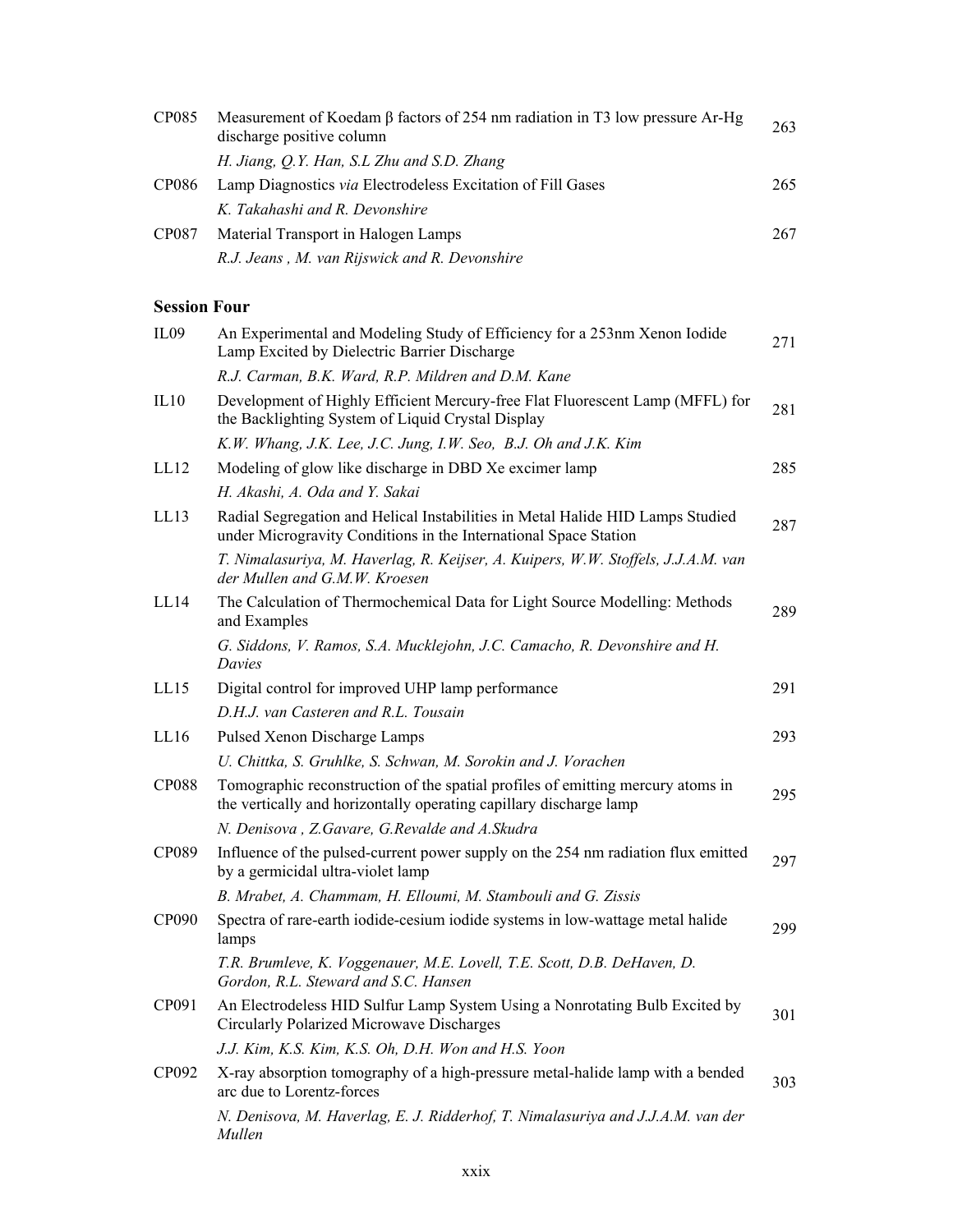CP085 Measurement of Koedam $\beta$ factors of 254 nm radiation in T3 low pressure Ar-Hg discharge positive column ... 263
*H. Jiang, Q.Y. Han, S.L Zhu and S.D. Zhang*

CP086 Lamp Diagnostics *via* Electrodeless Excitation of Fill Gases ... 265
*K. Takahashi and R. Devonshire*

CP087 Material Transport in Halogen Lamps ... 267
*R.J. Jeans , M. van Rijswick and R. Devonshire*

## Session Four

IL09 An Experimental and Modeling Study of Efficiency for a 253nm Xenon Iodide Lamp Excited by Dielectric Barrier Discharge ... 271
*R.J. Carman, B.K. Ward, R.P. Mildren and D.M. Kane*

IL10 Development of Highly Efficient Mercury-free Flat Fluorescent Lamp (MFFL) for the Backlighting System of Liquid Crystal Display ... 281
*K.W. Whang, J.K. Lee, J.C. Jung, I.W. Seo, B.J. Oh and J.K. Kim*

LL12 Modeling of glow like discharge in DBD Xe excimer lamp ... 285
*H. Akashi, A. Oda and Y. Sakai*

LL13 Radial Segregation and Helical Instabilities in Metal Halide HID Lamps Studied under Microgravity Conditions in the International Space Station ... 287
*T. Nimalasuriya, M. Haverlag, R. Keijser, A. Kuipers, W.W. Stoffels, J.J.A.M. van der Mullen and G.M.W. Kroesen*

LL14 The Calculation of Thermochemical Data for Light Source Modelling: Methods and Examples ... 289
*G. Siddons, V. Ramos, S.A. Mucklejohn, J.C. Camacho, R. Devonshire and H. Davies*

LL15 Digital control for improved UHP lamp performance ... 291
*D.H.J. van Casteren and R.L. Tousain*

LL16 Pulsed Xenon Discharge Lamps ... 293
*U. Chittka, S. Gruhlke, S. Schwan, M. Sorokin and J. Vorachen*

CP088 Tomographic reconstruction of the spatial profiles of emitting mercury atoms in the vertically and horizontally operating capillary discharge lamp ... 295
*N. Denisova , Z.Gavare, G.Revalde and A.Skudra*

CP089 Influence of the pulsed-current power supply on the 254 nm radiation flux emitted by a germicidal ultra-violet lamp ... 297
*B. Mrabet, A. Chammam, H. Elloumi, M. Stambouli and G. Zissis*

CP090 Spectra of rare-earth iodide-cesium iodide systems in low-wattage metal halide lamps ... 299
*T.R. Brumleve, K. Voggenauer, M.E. Lovell, T.E. Scott, D.B. DeHaven, D. Gordon, R.L. Steward and S.C. Hansen*

CP091 An Electrodeless HID Sulfur Lamp System Using a Nonrotating Bulb Excited by Circularly Polarized Microwave Discharges ... 301
*J.J. Kim, K.S. Kim, K.S. Oh, D.H. Won and H.S. Yoon*

CP092 X-ray absorption tomography of a high-pressure metal-halide lamp with a bended arc due to Lorentz-forces ... 303
*N. Denisova, M. Haverlag, E. J. Ridderhof, T. Nimalasuriya and J.J.A.M. van der Mullen*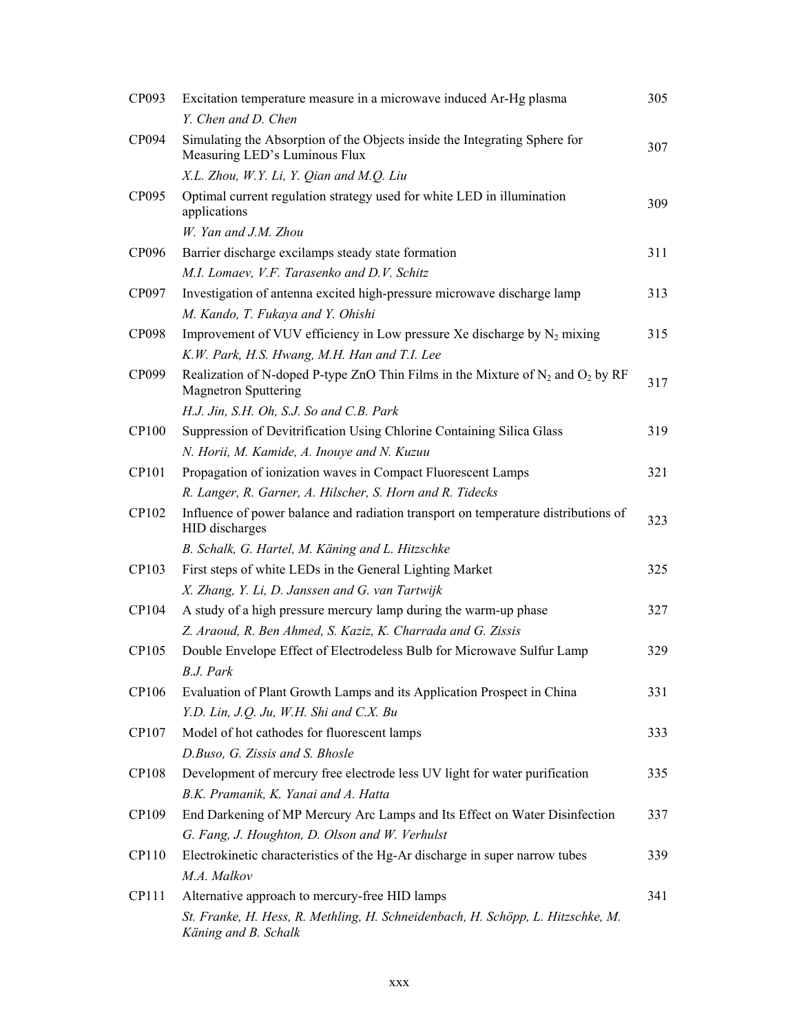| | | |
|---|---|---|
| CP093 | Excitation temperature measure in a microwave induced Ar-Hg plasma | 305 |
| | *Y. Chen and D. Chen* | |
| CP094 | Simulating the Absorption of the Objects inside the Integrating Sphere for Measuring LED's Luminous Flux | 307 |
| | *X.L. Zhou, W.Y. Li, Y. Qian and M.Q. Liu* | |
| CP095 | Optimal current regulation strategy used for white LED in illumination applications | 309 |
| | *W. Yan and J.M. Zhou* | |
| CP096 | Barrier discharge excilamps steady state formation | 311 |
| | *M.I. Lomaev, V.F. Tarasenko and D.V. Schitz* | |
| CP097 | Investigation of antenna excited high-pressure microwave discharge lamp | 313 |
| | *M. Kando, T. Fukaya and Y. Ohishi* | |
| CP098 | Improvement of VUV efficiency in Low pressure Xe discharge by $N_2$ mixing | 315 |
| | *K.W. Park, H.S. Hwang, M.H. Han and T.I. Lee* | |
| CP099 | Realization of N-doped P-type ZnO Thin Films in the Mixture of $N_2$ and $O_2$ by RF Magnetron Sputtering | 317 |
| | *H.J. Jin, S.H. Oh, S.J. So and C.B. Park* | |
| CP100 | Suppression of Devitrification Using Chlorine Containing Silica Glass | 319 |
| | *N. Horii, M. Kamide, A. Inouye and N. Kuzuu* | |
| CP101 | Propagation of ionization waves in Compact Fluorescent Lamps | 321 |
| | *R. Langer, R. Garner, A. Hilscher, S. Horn and R. Tidecks* | |
| CP102 | Influence of power balance and radiation transport on temperature distributions of HID discharges | 323 |
| | *B. Schalk, G. Hartel, M. Käning and L. Hitzschke* | |
| CP103 | First steps of white LEDs in the General Lighting Market | 325 |
| | *X. Zhang, Y. Li, D. Janssen and G. van Tartwijk* | |
| CP104 | A study of a high pressure mercury lamp during the warm-up phase | 327 |
| | *Z. Araoud, R. Ben Ahmed, S. Kaziz, K. Charrada and G. Zissis* | |
| CP105 | Double Envelope Effect of Electrodeless Bulb for Microwave Sulfur Lamp | 329 |
| | *B.J. Park* | |
| CP106 | Evaluation of Plant Growth Lamps and its Application Prospect in China | 331 |
| | *Y.D. Lin, J.Q. Ju, W.H. Shi and C.X. Bu* | |
| CP107 | Model of hot cathodes for fluorescent lamps | 333 |
| | *D.Buso, G. Zissis and S. Bhosle* | |
| CP108 | Development of mercury free electrode less UV light for water purification | 335 |
| | *B.K. Pramanik, K. Yanai and A. Hatta* | |
| CP109 | End Darkening of MP Mercury Arc Lamps and Its Effect on Water Disinfection | 337 |
| | *G. Fang, J. Houghton, D. Olson and W. Verhulst* | |
| CP110 | Electrokinetic characteristics of the Hg-Ar discharge in super narrow tubes | 339 |
| | *M.A. Malkov* | |
| CP111 | Alternative approach to mercury-free HID lamps | 341 |
| | *St. Franke, H. Hess, R. Methling, H. Schneidenbach, H. Schöpp, L. Hitzschke, M. Käning and B. Schalk* | |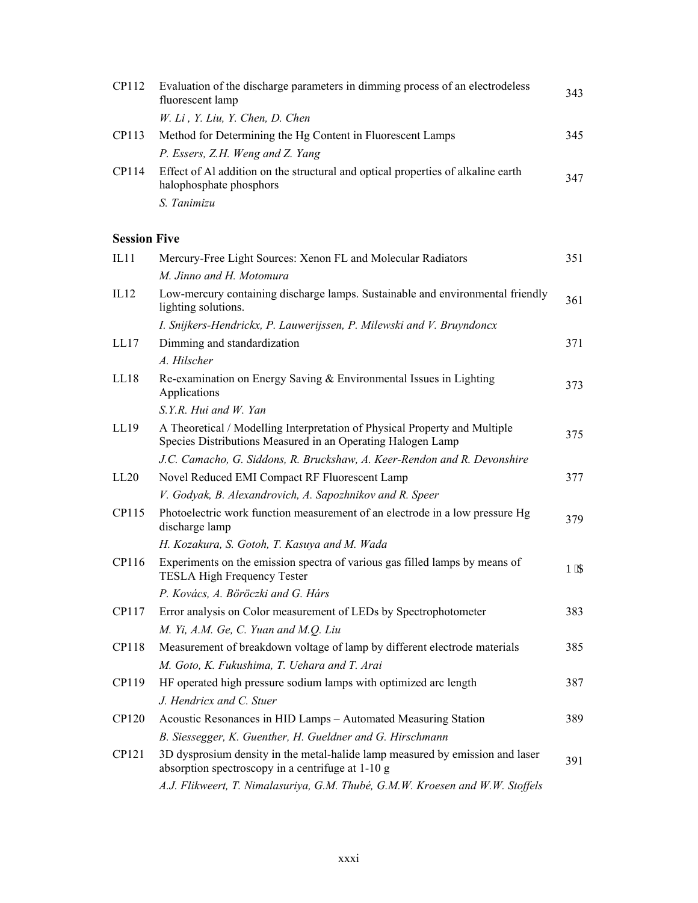| | | |
|---|---|---|
| CP112 | Evaluation of the discharge parameters in dimming process of an electrodeless fluorescent lamp | 343 |
| | *W. Li , Y. Liu, Y. Chen, D. Chen* | |
| CP113 | Method for Determining the Hg Content in Fluorescent Lamps | 345 |
| | *P. Essers, Z.H. Weng and Z. Yang* | |
| CP114 | Effect of Al addition on the structural and optical properties of alkaline earth halophosphate phosphors | 347 |
| | *S. Tanimizu* | |

## Session Five

| | | |
|---|---|---|
| IL11 | Mercury-Free Light Sources: Xenon FL and Molecular Radiators | 351 |
| | *M. Jinno and H. Motomura* | |
| IL12 | Low-mercury containing discharge lamps. Sustainable and environmental friendly lighting solutions. | 361 |
| | *I. Snijkers-Hendrickx, P. Lauwerijssen, P. Milewski and V. Bruyndoncx* | |
| LL17 | Dimming and standardization | 371 |
| | *A. Hilscher* | |
| LL18 | Re-examination on Energy Saving & Environmental Issues in Lighting Applications | 373 |
| | *S.Y.R. Hui and W. Yan* | |
| LL19 | A Theoretical / Modelling Interpretation of Physical Property and Multiple Species Distributions Measured in an Operating Halogen Lamp | 375 |
| | *J.C. Camacho, G. Siddons, R. Bruckshaw, A. Keer-Rendon and R. Devonshire* | |
| LL20 | Novel Reduced EMI Compact RF Fluorescent Lamp | 377 |
| | *V. Godyak, B. Alexandrovich, A. Sapozhnikov and R. Speer* | |
| CP115 | Photoelectric work function measurement of an electrode in a low pressure Hg discharge lamp | 379 |
| | *H. Kozakura, S. Gotoh, T. Kasuya and M. Wada* | |
| CP116 | Experiments on the emission spectra of various gas filled lamps by means of TESLA High Frequency Tester | 1 $ |
| | *P. Kovács, A. Böröczki and G. Hárs* | |
| CP117 | Error analysis on Color measurement of LEDs by Spectrophotometer | 383 |
| | *M. Yi, A.M. Ge, C. Yuan and M.Q. Liu* | |
| CP118 | Measurement of breakdown voltage of lamp by different electrode materials | 385 |
| | *M. Goto, K. Fukushima, T. Uehara and T. Arai* | |
| CP119 | HF operated high pressure sodium lamps with optimized arc length | 387 |
| | *J. Hendricx and C. Stuer* | |
| CP120 | Acoustic Resonances in HID Lamps – Automated Measuring Station | 389 |
| | *B. Siessegger, K. Guenther, H. Gueldner and G. Hirschmann* | |
| CP121 | 3D dysprosium density in the metal-halide lamp measured by emission and laser absorption spectroscopy in a centrifuge at 1-10 g | 391 |
| | *A.J. Flikweert, T. Nimalasuriya, G.M. Thubé, G.M.W. Kroesen and W.W. Stoffels* | |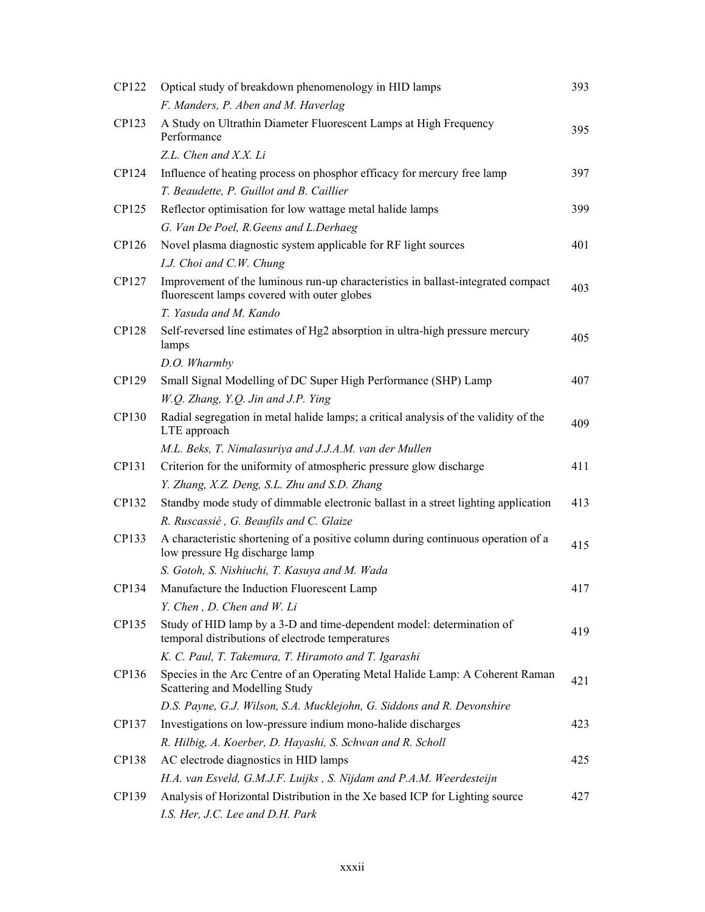| | | |
|---|---|---|
| CP122 | Optical study of breakdown phenomenology in HID lamps | 393 |
| | *F. Manders, P. Aben and M. Haverlag* | |
| CP123 | A Study on Ultrathin Diameter Fluorescent Lamps at High Frequency Performance | 395 |
| | *Z.L. Chen and X.X. Li* | |
| CP124 | Influence of heating process on phosphor efficacy for mercury free lamp | 397 |
| | *T. Beaudette, P. Guillot and B. Caillier* | |
| CP125 | Reflector optimisation for low wattage metal halide lamps | 399 |
| | *G. Van De Poel, R.Geens and L.Derhaeg* | |
| CP126 | Novel plasma diagnostic system applicable for RF light sources | 401 |
| | *I.J. Choi and C.W. Chung* | |
| CP127 | Improvement of the luminous run-up characteristics in ballast-integrated compact fluorescent lamps covered with outer globes | 403 |
| | *T. Yasuda and M. Kando* | |
| CP128 | Self-reversed line estimates of Hg2 absorption in ultra-high pressure mercury lamps | 405 |
| | *D.O. Wharmby* | |
| CP129 | Small Signal Modelling of DC Super High Performance (SHP) Lamp | 407 |
| | *W.Q. Zhang, Y.Q. Jin and J.P. Ying* | |
| CP130 | Radial segregation in metal halide lamps; a critical analysis of the validity of the LTE approach | 409 |
| | *M.L. Beks, T. Nimalasuriya and J.J.A.M. van der Mullen* | |
| CP131 | Criterion for the uniformity of atmospheric pressure glow discharge | 411 |
| | *Y. Zhang, X.Z. Deng, S.L. Zhu and S.D. Zhang* | |
| CP132 | Standby mode study of dimmable electronic ballast in a street lighting application | 413 |
| | *R. Ruscassié , G. Beaufils and C. Glaize* | |
| CP133 | A characteristic shortening of a positive column during continuous operation of a low pressure Hg discharge lamp | 415 |
| | *S. Gotoh, S. Nishiuchi, T. Kasuya and M. Wada* | |
| CP134 | Manufacture the Induction Fluorescent Lamp | 417 |
| | *Y. Chen , D. Chen and W. Li* | |
| CP135 | Study of HID lamp by a 3-D and time-dependent model: determination of temporal distributions of electrode temperatures | 419 |
| | *K. C. Paul, T. Takemura, T. Hiramoto and T. Igarashi* | |
| CP136 | Species in the Arc Centre of an Operating Metal Halide Lamp: A Coherent Raman Scattering and Modelling Study | 421 |
| | *D.S. Payne, G.J. Wilson, S.A. Mucklejohn, G. Siddons and R. Devonshire* | |
| CP137 | Investigations on low-pressure indium mono-halide discharges | 423 |
| | *R. Hilbig, A. Koerber, D. Hayashi, S. Schwan and R. Scholl* | |
| CP138 | AC electrode diagnostics in HID lamps | 425 |
| | *H.A. van Esveld, G.M.J.F. Luijks , S. Nijdam and P.A.M. Weerdesteijn* | |
| CP139 | Analysis of Horizontal Distribution in the Xe based ICP for Lighting source | 427 |
| | *I.S. Her, J.C. Lee and D.H. Park* | |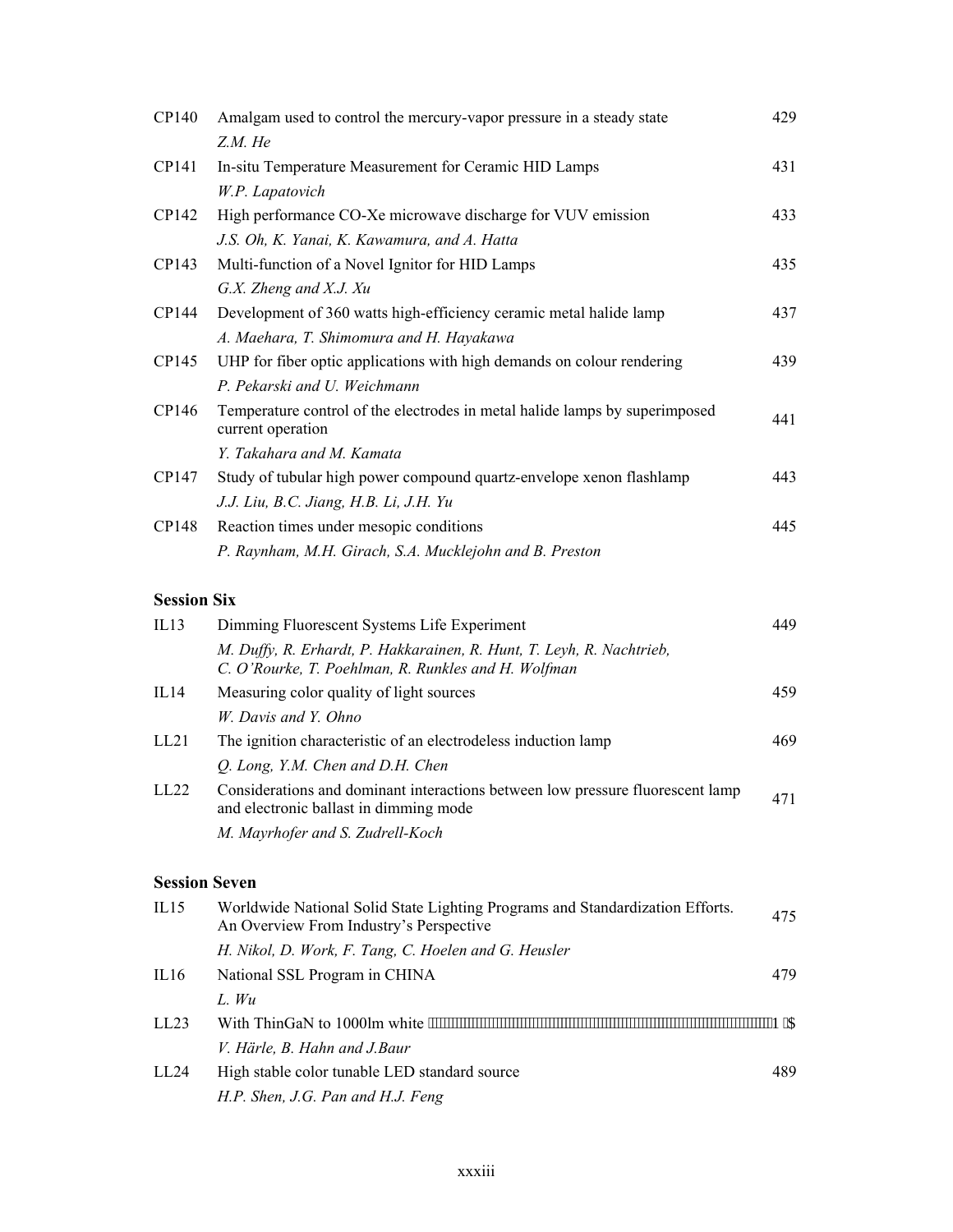| | | |
|---|---|---|
| CP140 | Amalgam used to control the mercury-vapor pressure in a steady state<br>*Z.M. He* | 429 |
| CP141 | In-situ Temperature Measurement for Ceramic HID Lamps<br>*W.P. Lapatovich* | 431 |
| CP142 | High performance CO-Xe microwave discharge for VUV emission<br>*J.S. Oh, K. Yanai, K. Kawamura, and A. Hatta* | 433 |
| CP143 | Multi-function of a Novel Ignitor for HID Lamps<br>*G.X. Zheng and X.J. Xu* | 435 |
| CP144 | Development of 360 watts high-efficiency ceramic metal halide lamp<br>*A. Maehara, T. Shimomura and H. Hayakawa* | 437 |
| CP145 | UHP for fiber optic applications with high demands on colour rendering<br>*P. Pekarski and U. Weichmann* | 439 |
| CP146 | Temperature control of the electrodes in metal halide lamps by superimposed current operation<br>*Y. Takahara and M. Kamata* | 441 |
| CP147 | Study of tubular high power compound quartz-envelope xenon flashlamp<br>*J.J. Liu, B.C. Jiang, H.B. Li, J.H. Yu* | 443 |
| CP148 | Reaction times under mesopic conditions<br>*P. Raynham, M.H. Girach, S.A. Mucklejohn and B. Preston* | 445 |

## Session Six

| | | |
|---|---|---|
| IL13 | Dimming Fluorescent Systems Life Experiment<br>*M. Duffy, R. Erhardt, P. Hakkarainen, R. Hunt, T. Leyh, R. Nachtrieb, C. O'Rourke, T. Poehlman, R. Runkles and H. Wolfman* | 449 |
| IL14 | Measuring color quality of light sources<br>*W. Davis and Y. Ohno* | 459 |
| LL21 | The ignition characteristic of an electrodeless induction lamp<br>*Q. Long, Y.M. Chen and D.H. Chen* | 469 |
| LL22 | Considerations and dominant interactions between low pressure fluorescent lamp and electronic ballast in dimming mode<br>*M. Mayrhofer and S. Zudrell-Koch* | 471 |

## Session Seven

| | | |
|---|---|---|
| IL15 | Worldwide National Solid State Lighting Programs and Standardization Efforts. An Overview From Industry's Perspective<br>*H. Nikol, D. Work, F. Tang, C. Hoelen and G. Heusler* | 475 |
| IL16 | National SSL Program in CHINA<br>*L. Wu* | 479 |
| LL23 | With ThinGaN to 1000lm white<br>*V. Härle, B. Hahn and J.Baur* | 1 $ |
| LL24 | High stable color tunable LED standard source<br>*H.P. Shen, J.G. Pan and H.J. Feng* | 489 |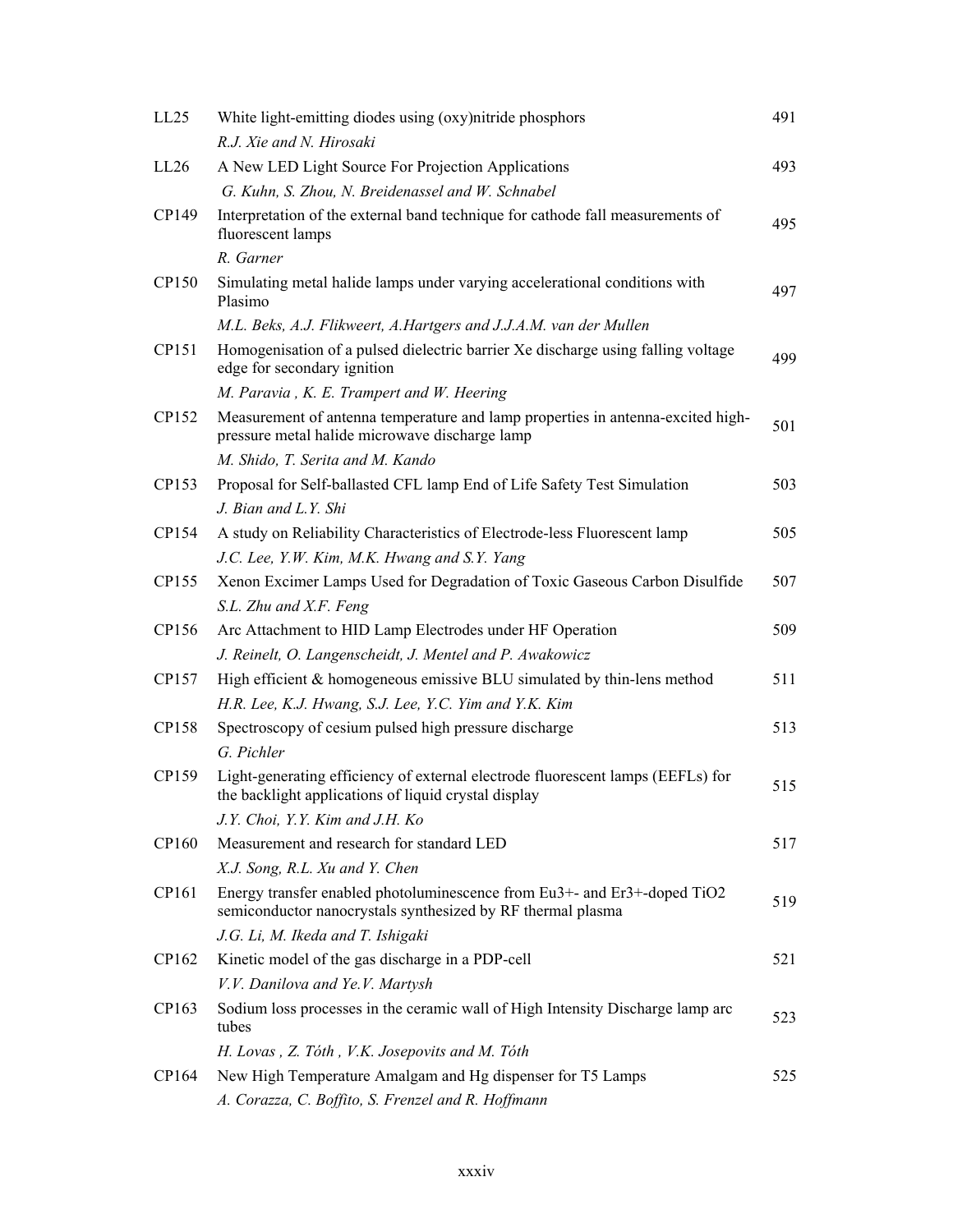| | | |
|---|---|---|
| LL25 | White light-emitting diodes using (oxy)nitride phosphors | 491 |
| | *R.J. Xie and N. Hirosaki* | |
| LL26 | A New LED Light Source For Projection Applications | 493 |
| | *G. Kuhn, S. Zhou, N. Breidenassel and W. Schnabel* | |
| CP149 | Interpretation of the external band technique for cathode fall measurements of fluorescent lamps | 495 |
| | *R. Garner* | |
| CP150 | Simulating metal halide lamps under varying accelerational conditions with Plasimo | 497 |
| | *M.L. Beks, A.J. Flikweert, A.Hartgers and J.J.A.M. van der Mullen* | |
| CP151 | Homogenisation of a pulsed dielectric barrier Xe discharge using falling voltage edge for secondary ignition | 499 |
| | *M. Paravia , K. E. Trampert and W. Heering* | |
| CP152 | Measurement of antenna temperature and lamp properties in antenna-excited high-pressure metal halide microwave discharge lamp | 501 |
| | *M. Shido, T. Serita and M. Kando* | |
| CP153 | Proposal for Self-ballasted CFL lamp End of Life Safety Test Simulation | 503 |
| | *J. Bian and L.Y. Shi* | |
| CP154 | A study on Reliability Characteristics of Electrode-less Fluorescent lamp | 505 |
| | *J.C. Lee, Y.W. Kim, M.K. Hwang and S.Y. Yang* | |
| CP155 | Xenon Excimer Lamps Used for Degradation of Toxic Gaseous Carbon Disulfide | 507 |
| | *S.L. Zhu and X.F. Feng* | |
| CP156 | Arc Attachment to HID Lamp Electrodes under HF Operation | 509 |
| | *J. Reinelt, O. Langenscheidt, J. Mentel and P. Awakowicz* | |
| CP157 | High efficient & homogeneous emissive BLU simulated by thin-lens method | 511 |
| | *H.R. Lee, K.J. Hwang, S.J. Lee, Y.C. Yim and Y.K. Kim* | |
| CP158 | Spectroscopy of cesium pulsed high pressure discharge | 513 |
| | *G. Pichler* | |
| CP159 | Light-generating efficiency of external electrode fluorescent lamps (EEFLs) for the backlight applications of liquid crystal display | 515 |
| | *J.Y. Choi, Y.Y. Kim and J.H. Ko* | |
| CP160 | Measurement and research for standard LED | 517 |
| | *X.J. Song, R.L. Xu and Y. Chen* | |
| CP161 | Energy transfer enabled photoluminescence from $Eu^{3+}$- and $Er^{3+}$-doped $TiO_2$ semiconductor nanocrystals synthesized by RF thermal plasma | 519 |
| | *J.G. Li, M. Ikeda and T. Ishigaki* | |
| CP162 | Kinetic model of the gas discharge in a PDP-cell | 521 |
| | *V.V. Danilova and Ye.V. Martysh* | |
| CP163 | Sodium loss processes in the ceramic wall of High Intensity Discharge lamp arc tubes | 523 |
| | *H. Lovas , Z. Tóth , V.K. Josepovits and M. Tóth* | |
| CP164 | New High Temperature Amalgam and Hg dispenser for T5 Lamps | 525 |
| | *A. Corazza, C. Boffito, S. Frenzel and R. Hoffmann* | |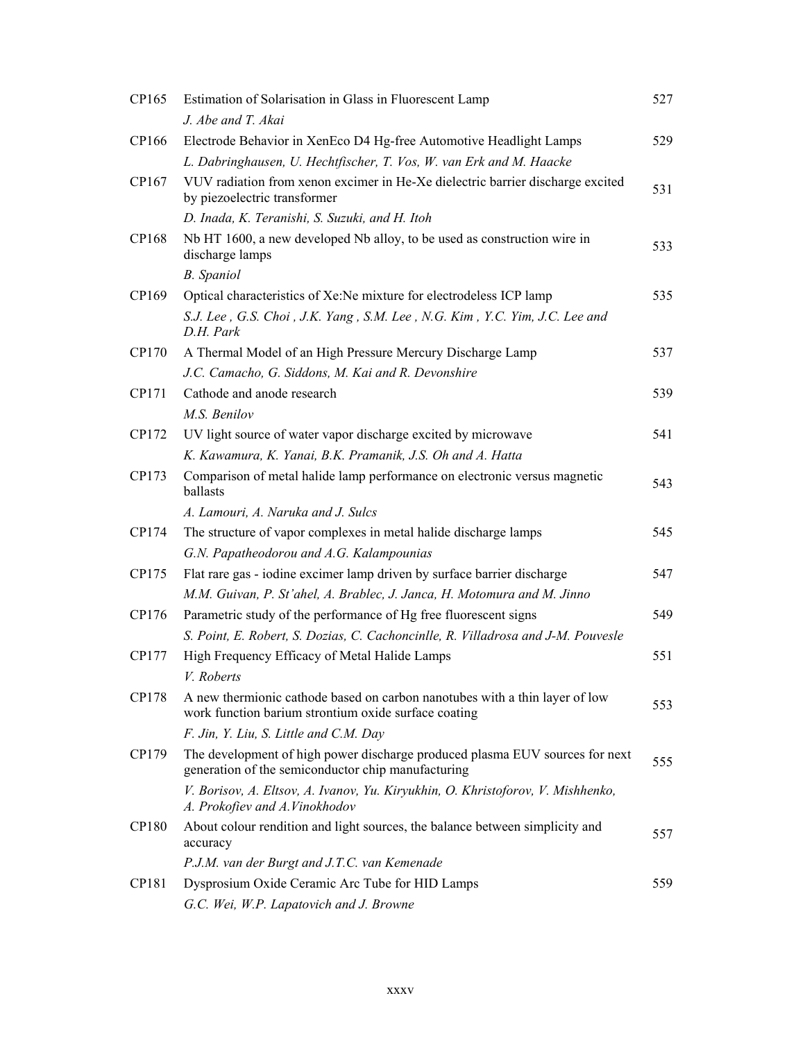| | | |
|---|---|---|
| CP165 | Estimation of Solarisation in Glass in Fluorescent Lamp<br>*J. Abe and T. Akai* | 527 |
| CP166 | Electrode Behavior in XenEco D4 Hg-free Automotive Headlight Lamps<br>*L. Dabringhausen, U. Hechtfischer, T. Vos, W. van Erk and M. Haacke* | 529 |
| CP167 | VUV radiation from xenon excimer in He-Xe dielectric barrier discharge excited by piezoelectric transformer<br>*D. Inada, K. Teranishi, S. Suzuki, and H. Itoh* | 531 |
| CP168 | Nb HT 1600, a new developed Nb alloy, to be used as construction wire in discharge lamps<br>*B. Spaniol* | 533 |
| CP169 | Optical characteristics of Xe:Ne mixture for electrodeless ICP lamp<br>*S.J. Lee , G.S. Choi , J.K. Yang , S.M. Lee , N.G. Kim , Y.C. Yim, J.C. Lee and D.H. Park* | 535 |
| CP170 | A Thermal Model of an High Pressure Mercury Discharge Lamp<br>*J.C. Camacho, G. Siddons, M. Kai and R. Devonshire* | 537 |
| CP171 | Cathode and anode research<br>*M.S. Benilov* | 539 |
| CP172 | UV light source of water vapor discharge excited by microwave<br>*K. Kawamura, K. Yanai, B.K. Pramanik, J.S. Oh and A. Hatta* | 541 |
| CP173 | Comparison of metal halide lamp performance on electronic versus magnetic ballasts<br>*A. Lamouri, A. Naruka and J. Sulcs* | 543 |
| CP174 | The structure of vapor complexes in metal halide discharge lamps<br>*G.N. Papatheodorou and A.G. Kalampounias* | 545 |
| CP175 | Flat rare gas - iodine excimer lamp driven by surface barrier discharge<br>*M.M. Guivan, P. St'ahel, A. Brablec, J. Janca, H. Motomura and M. Jinno* | 547 |
| CP176 | Parametric study of the performance of Hg free fluorescent signs<br>*S. Point, E. Robert, S. Dozias, C. Cachoncinlle, R. Villadrosa and J-M. Pouvesle* | 549 |
| CP177 | High Frequency Efficacy of Metal Halide Lamps<br>*V. Roberts* | 551 |
| CP178 | A new thermionic cathode based on carbon nanotubes with a thin layer of low work function barium strontium oxide surface coating<br>*F. Jin, Y. Liu, S. Little and C.M. Day* | 553 |
| CP179 | The development of high power discharge produced plasma EUV sources for next generation of the semiconductor chip manufacturing<br>*V. Borisov, A. Eltsov, A. Ivanov, Yu. Kiryukhin, O. Khristoforov, V. Mishhenko, A. Prokofiev and A.Vinokhodov* | 555 |
| CP180 | About colour rendition and light sources, the balance between simplicity and accuracy<br>*P.J.M. van der Burgt and J.T.C. van Kemenade* | 557 |
| CP181 | Dysprosium Oxide Ceramic Arc Tube for HID Lamps<br>*G.C. Wei, W.P. Lapatovich and J. Browne* | 559 |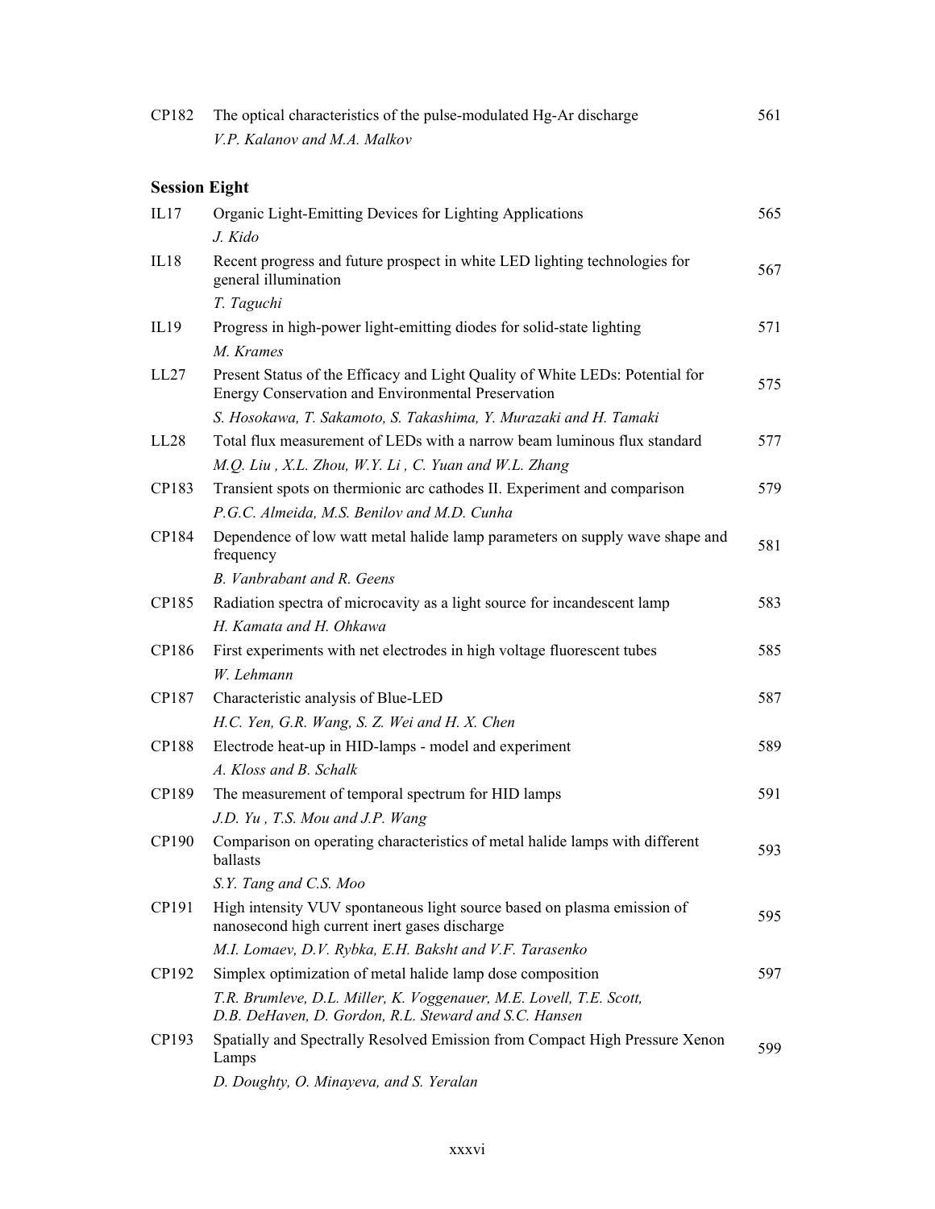| | | |
|---|---|---|
| CP182 | The optical characteristics of the pulse-modulated Hg-Ar discharge<br>*V.P. Kalanov and M.A. Malkov* | 561 |

**Session Eight**

| | | |
|---|---|---|
| IL17 | Organic Light-Emitting Devices for Lighting Applications<br>*J. Kido* | 565 |
| IL18 | Recent progress and future prospect in white LED lighting technologies for general illumination<br>*T. Taguchi* | 567 |
| IL19 | Progress in high-power light-emitting diodes for solid-state lighting<br>*M. Krames* | 571 |
| LL27 | Present Status of the Efficacy and Light Quality of White LEDs: Potential for Energy Conservation and Environmental Preservation<br>*S. Hosokawa, T. Sakamoto, S. Takashima, Y. Murazaki and H. Tamaki* | 575 |
| LL28 | Total flux measurement of LEDs with a narrow beam luminous flux standard<br>*M.Q. Liu , X.L. Zhou, W.Y. Li , C. Yuan and W.L. Zhang* | 577 |
| CP183 | Transient spots on thermionic arc cathodes II. Experiment and comparison<br>*P.G.C. Almeida, M.S. Benilov and M.D. Cunha* | 579 |
| CP184 | Dependence of low watt metal halide lamp parameters on supply wave shape and frequency<br>*B. Vanbrabant and R. Geens* | 581 |
| CP185 | Radiation spectra of microcavity as a light source for incandescent lamp<br>*H. Kamata and H. Ohkawa* | 583 |
| CP186 | First experiments with net electrodes in high voltage fluorescent tubes<br>*W. Lehmann* | 585 |
| CP187 | Characteristic analysis of Blue-LED<br>*H.C. Yen, G.R. Wang, S. Z. Wei and H. X. Chen* | 587 |
| CP188 | Electrode heat-up in HID-lamps - model and experiment<br>*A. Kloss and B. Schalk* | 589 |
| CP189 | The measurement of temporal spectrum for HID lamps<br>*J.D. Yu , T.S. Mou and J.P. Wang* | 591 |
| CP190 | Comparison on operating characteristics of metal halide lamps with different ballasts<br>*S.Y. Tang and C.S. Moo* | 593 |
| CP191 | High intensity VUV spontaneous light source based on plasma emission of nanosecond high current inert gases discharge<br>*M.I. Lomaev, D.V. Rybka, E.H. Baksht and V.F. Tarasenko* | 595 |
| CP192 | Simplex optimization of metal halide lamp dose composition<br>*T.R. Brumleve, D.L. Miller, K. Voggenauer, M.E. Lovell, T.E. Scott, D.B. DeHaven, D. Gordon, R.L. Steward and S.C. Hansen* | 597 |
| CP193 | Spatially and Spectrally Resolved Emission from Compact High Pressure Xenon Lamps<br>*D. Doughty, O. Minayeva, and S. Yeralan* | 599 |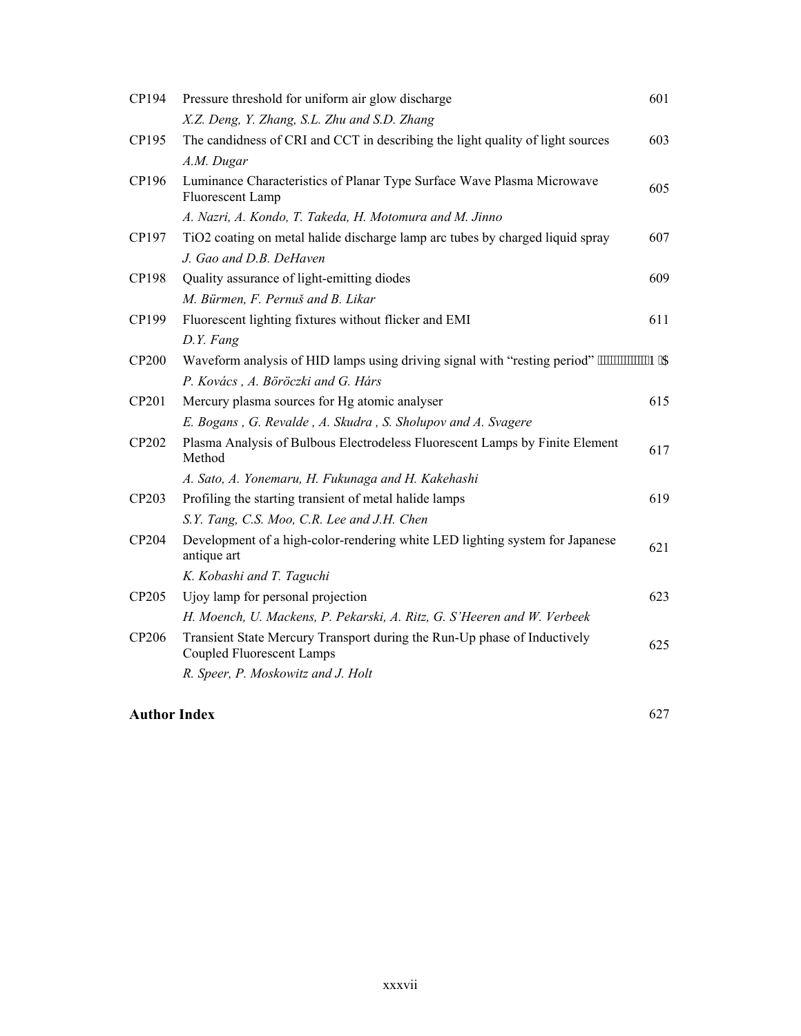| | | |
|---|---|---|
| CP194 | Pressure threshold for uniform air glow discharge | 601 |
| | *X.Z. Deng, Y. Zhang, S.L. Zhu and S.D. Zhang* | |
| CP195 | The candidness of CRI and CCT in describing the light quality of light sources | 603 |
| | *A.M. Dugar* | |
| CP196 | Luminance Characteristics of Planar Type Surface Wave Plasma Microwave Fluorescent Lamp | 605 |
| | *A. Nazri, A. Kondo, T. Takeda, H. Motomura and M. Jinno* | |
| CP197 | TiO2 coating on metal halide discharge lamp arc tubes by charged liquid spray | 607 |
| | *J. Gao and D.B. DeHaven* | |
| CP198 | Quality assurance of light-emitting diodes | 609 |
| | *M. Bürmen, F. Pernuš and B. Likar* | |
| CP199 | Fluorescent lighting fixtures without flicker and EMI | 611 |
| | *D.Y. Fang* | |
| CP200 | Waveform analysis of HID lamps using driving signal with “resting period” | 613 |
| | *P. Kovács , A. Böröczki and G. Hárs* | |
| CP201 | Mercury plasma sources for Hg atomic analyser | 615 |
| | *E. Bogans , G. Revalde , A. Skudra , S. Sholupov and A. Svagere* | |
| CP202 | Plasma Analysis of Bulbous Electrodeless Fluorescent Lamps by Finite Element Method | 617 |
| | *A. Sato, A. Yonemaru, H. Fukunaga and H. Kakehashi* | |
| CP203 | Profiling the starting transient of metal halide lamps | 619 |
| | *S.Y. Tang, C.S. Moo, C.R. Lee and J.H. Chen* | |
| CP204 | Development of a high-color-rendering white LED lighting system for Japanese antique art | 621 |
| | *K. Kobashi and T. Taguchi* | |
| CP205 | Ujoy lamp for personal projection | 623 |
| | *H. Moench, U. Mackens, P. Pekarski, A. Ritz, G. S’Heeren and W. Verbeek* | |
| CP206 | Transient State Mercury Transport during the Run-Up phase of Inductively Coupled Fluorescent Lamps | 625 |
| | *R. Speer, P. Moskowitz and J. Holt* | |

**Author Index** 627